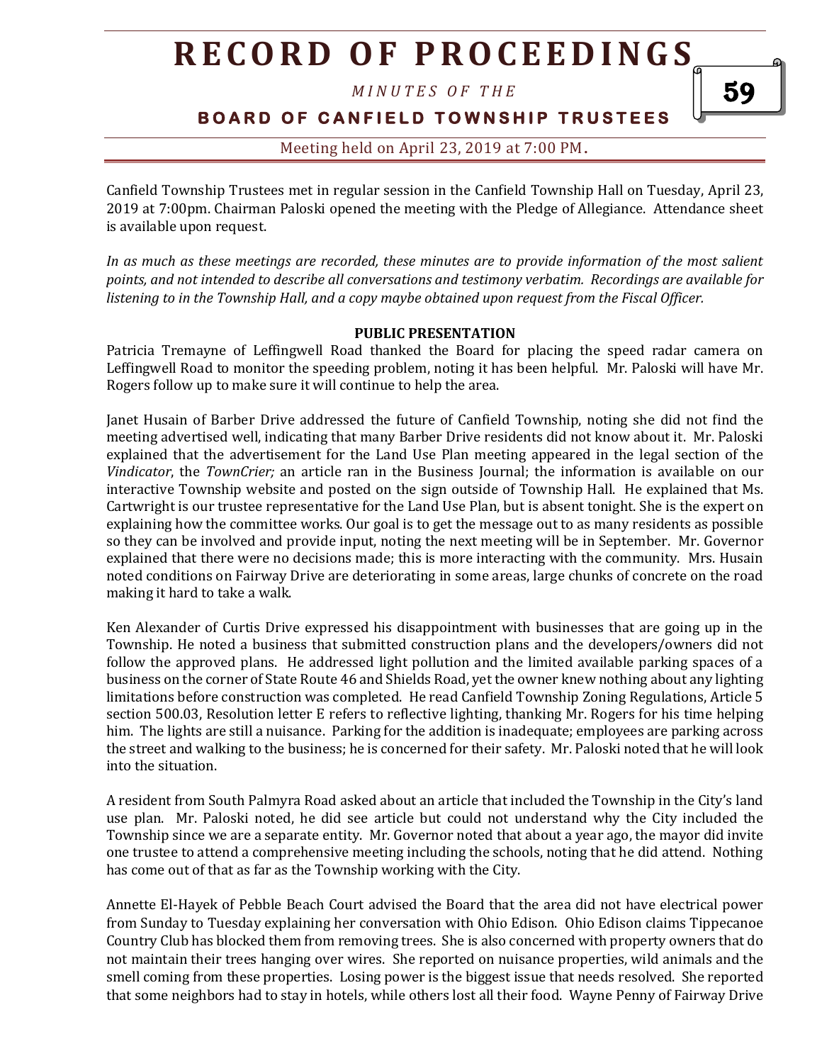Canfield Township Trustees met in regular session in the Canfield Township Hall on Tuesday, April 23, 2019 at 7:00pm. Chairman Paloski opened the meeting with the Pledge of Allegiance. Attendance sheet is available upon request.

*In as much as these meetings are recorded, these minutes are to provide information of the most salient points, and not intended to describe all conversations and testimony verbatim. Recordings are available for listening to in the Township Hall, and a copy maybe obtained upon request from the Fiscal Officer.*

**PUBLIC PRESENTATION**

Patricia Tremayne of Leffingwell Road thanked the Board for placing the speed radar camera on Leffingwell Road to monitor the speeding problem, noting it has been helpful. Mr. Paloski will have Mr. Rogers follow up to make sure it will continue to help the area.

Janet Husain of Barber Drive addressed the future of Canfield Township, noting she did not find the meeting advertised well, indicating that many Barber Drive residents did not know about it. Mr. Paloski explained that the advertisement for the Land Use Plan meeting appeared in the legal section of the *Vindicator*, the *TownCrier;* an article ran in the Business Journal; the information is available on our interactive Township website and posted on the sign outside of Township Hall. He explained that Ms. Cartwright is our trustee representative for the Land Use Plan, but is absent tonight. She is the expert on explaining how the committee works. Our goal is to get the message out to as many residents as possible so they can be involved and provide input, noting the next meeting will be in September. Mr. Governor explained that there were no decisions made; this is more interacting with the community. Mrs. Husain noted conditions on Fairway Drive are deteriorating in some areas, large chunks of concrete on the road making it hard to take a walk.

Ken Alexander of Curtis Drive expressed his disappointment with businesses that are going up in the Township. He noted a business that submitted construction plans and the developers/owners did not follow the approved plans. He addressed light pollution and the limited available parking spaces of a business on the corner of State Route 46 and Shields Road, yet the owner knew nothing about any lighting limitations before construction was completed. He read Canfield Township Zoning Regulations, Article 5 section 500.03, Resolution letter E refers to reflective lighting, thanking Mr. Rogers for his time helping him. The lights are still a nuisance. Parking for the addition is inadequate; employees are parking across the street and walking to the business; he is concerned for their safety. Mr. Paloski noted that he will look into the situation.

A resident from South Palmyra Road asked about an article that included the Township in the City's land use plan. Mr. Paloski noted, he did see article but could not understand why the City included the Township since we are a separate entity. Mr. Governor noted that about a year ago, the mayor did invite one trustee to attend a comprehensive meeting including the schools, noting that he did attend. Nothing has come out of that as far as the Township working with the City.

Annette El-Hayek of Pebble Beach Court advised the Board that the area did not have electrical power from Sunday to Tuesday explaining her conversation with Ohio Edison. Ohio Edison claims Tippecanoe Country Club has blocked them from removing trees. She is also concerned with property owners that do not maintain their trees hanging over wires. She reported on nuisance properties, wild animals and the smell coming from these properties. Losing power is the biggest issue that needs resolved. She reported that some neighbors had to stay in hotels, while others lost all their food. Wayne Penny of Fairway Drive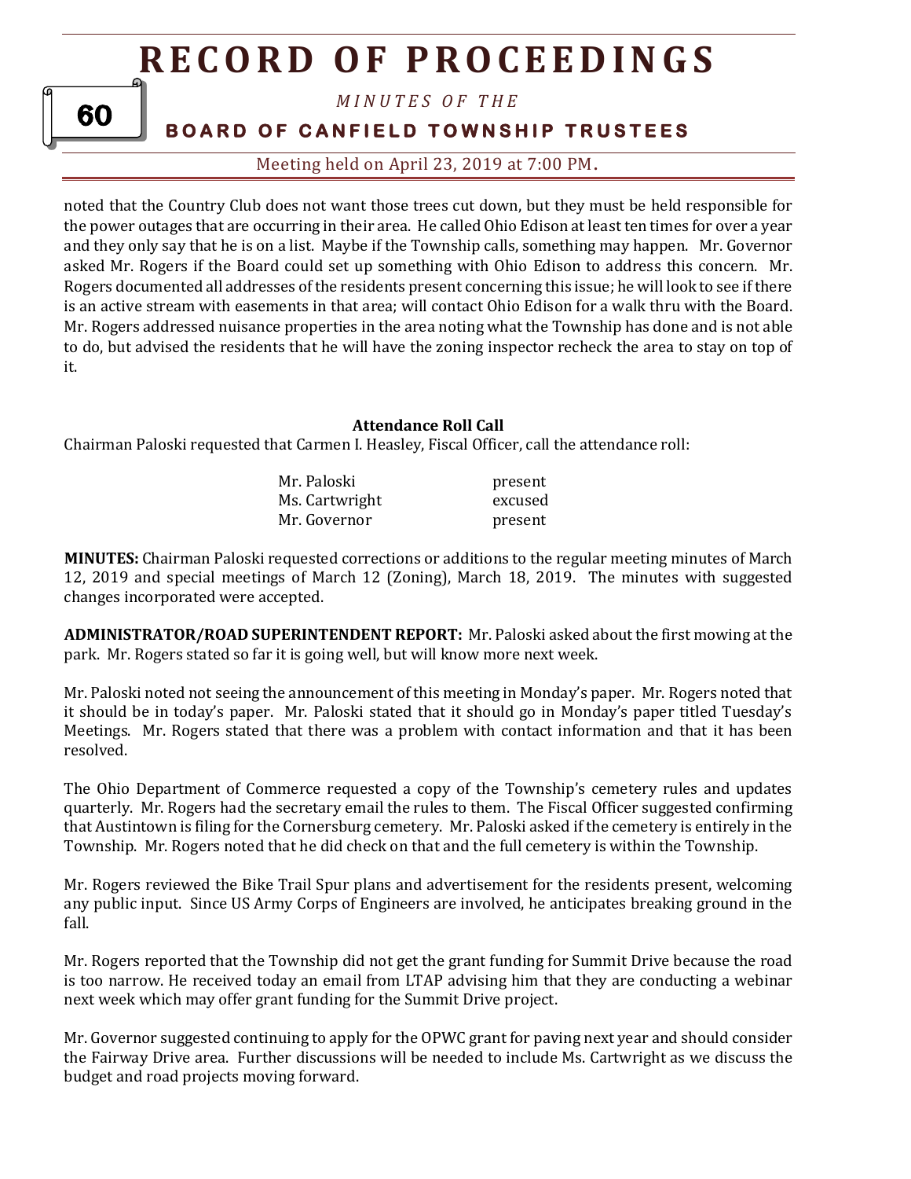noted that the Country Club does not want those trees cut down, but they must be held responsible for the power outages that are occurring in their area. He called Ohio Edison at least ten times for over a year and they only say that he is on a list. Maybe if the Township calls, something may happen. Mr. Governor asked Mr. Rogers if the Board could set up something with Ohio Edison to address this concern. Mr. Rogers documented all addresses of the residents present concerning this issue; he will look to see if there is an active stream with easements in that area; will contact Ohio Edison for a walk thru with the Board. Mr. Rogers addressed nuisance properties in the area noting what the Township has done and is not able to do, but advised the residents that he will have the zoning inspector recheck the area to stay on top of it.

**Attendance Roll Call**

Chairman Paloski requested that Carmen I. Heasley, Fiscal Officer, call the attendance roll:

| | |
|---|---|
| Mr. Paloski | present |
| Ms. Cartwright | excused |
| Mr. Governor | present |

**MINUTES:** Chairman Paloski requested corrections or additions to the regular meeting minutes of March 12, 2019 and special meetings of March 12 (Zoning), March 18, 2019. The minutes with suggested changes incorporated were accepted.

**ADMINISTRATOR/ROAD SUPERINTENDENT REPORT:** Mr. Paloski asked about the first mowing at the park. Mr. Rogers stated so far it is going well, but will know more next week.

Mr. Paloski noted not seeing the announcement of this meeting in Monday's paper. Mr. Rogers noted that it should be in today's paper. Mr. Paloski stated that it should go in Monday's paper titled Tuesday's Meetings. Mr. Rogers stated that there was a problem with contact information and that it has been resolved.

The Ohio Department of Commerce requested a copy of the Township's cemetery rules and updates quarterly. Mr. Rogers had the secretary email the rules to them. The Fiscal Officer suggested confirming that Austintown is filing for the Cornersburg cemetery. Mr. Paloski asked if the cemetery is entirely in the Township. Mr. Rogers noted that he did check on that and the full cemetery is within the Township.

Mr. Rogers reviewed the Bike Trail Spur plans and advertisement for the residents present, welcoming any public input. Since US Army Corps of Engineers are involved, he anticipates breaking ground in the fall.

Mr. Rogers reported that the Township did not get the grant funding for Summit Drive because the road is too narrow. He received today an email from LTAP advising him that they are conducting a webinar next week which may offer grant funding for the Summit Drive project.

Mr. Governor suggested continuing to apply for the OPWC grant for paving next year and should consider the Fairway Drive area. Further discussions will be needed to include Ms. Cartwright as we discuss the budget and road projects moving forward.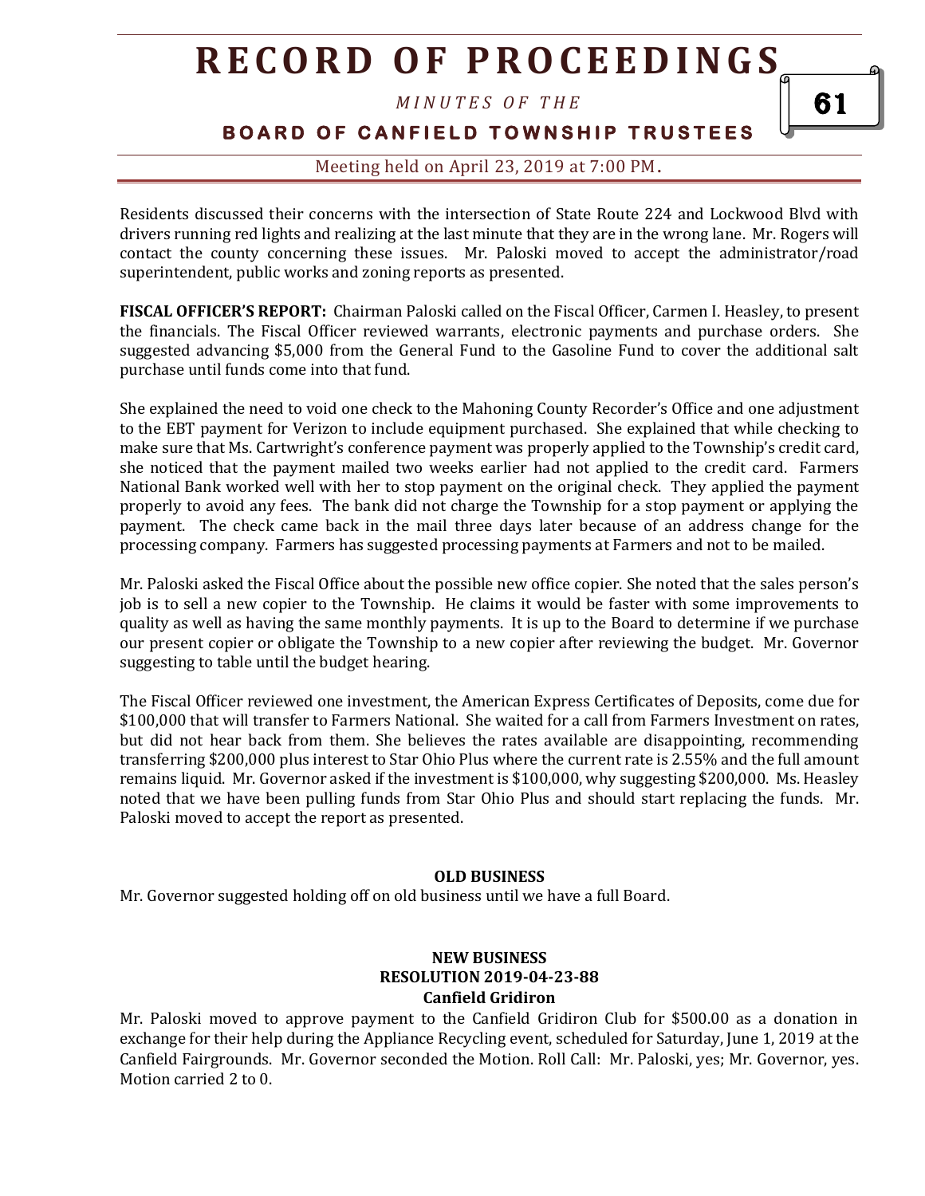Residents discussed their concerns with the intersection of State Route 224 and Lockwood Blvd with drivers running red lights and realizing at the last minute that they are in the wrong lane. Mr. Rogers will contact the county concerning these issues. Mr. Paloski moved to accept the administrator/road superintendent, public works and zoning reports as presented.

**FISCAL OFFICER'S REPORT:** Chairman Paloski called on the Fiscal Officer, Carmen I. Heasley, to present the financials. The Fiscal Officer reviewed warrants, electronic payments and purchase orders. She suggested advancing $5,000 from the General Fund to the Gasoline Fund to cover the additional salt purchase until funds come into that fund.

She explained the need to void one check to the Mahoning County Recorder's Office and one adjustment to the EBT payment for Verizon to include equipment purchased. She explained that while checking to make sure that Ms. Cartwright's conference payment was properly applied to the Township's credit card, she noticed that the payment mailed two weeks earlier had not applied to the credit card. Farmers National Bank worked well with her to stop payment on the original check. They applied the payment properly to avoid any fees. The bank did not charge the Township for a stop payment or applying the payment. The check came back in the mail three days later because of an address change for the processing company. Farmers has suggested processing payments at Farmers and not to be mailed.

Mr. Paloski asked the Fiscal Office about the possible new office copier. She noted that the sales person's job is to sell a new copier to the Township. He claims it would be faster with some improvements to quality as well as having the same monthly payments. It is up to the Board to determine if we purchase our present copier or obligate the Township to a new copier after reviewing the budget. Mr. Governor suggesting to table until the budget hearing.

The Fiscal Officer reviewed one investment, the American Express Certificates of Deposits, come due for $100,000 that will transfer to Farmers National. She waited for a call from Farmers Investment on rates, but did not hear back from them. She believes the rates available are disappointing, recommending transferring $200,000 plus interest to Star Ohio Plus where the current rate is 2.55% and the full amount remains liquid. Mr. Governor asked if the investment is $100,000, why suggesting $200,000. Ms. Heasley noted that we have been pulling funds from Star Ohio Plus and should start replacing the funds. Mr. Paloski moved to accept the report as presented.

**OLD BUSINESS**

Mr. Governor suggested holding off on old business until we have a full Board.

**NEW BUSINESS**
**RESOLUTION 2019-04-23-88**
**Canfield Gridiron**

Mr. Paloski moved to approve payment to the Canfield Gridiron Club for $500.00 as a donation in exchange for their help during the Appliance Recycling event, scheduled for Saturday, June 1, 2019 at the Canfield Fairgrounds. Mr. Governor seconded the Motion. Roll Call: Mr. Paloski, yes; Mr. Governor, yes. Motion carried 2 to 0.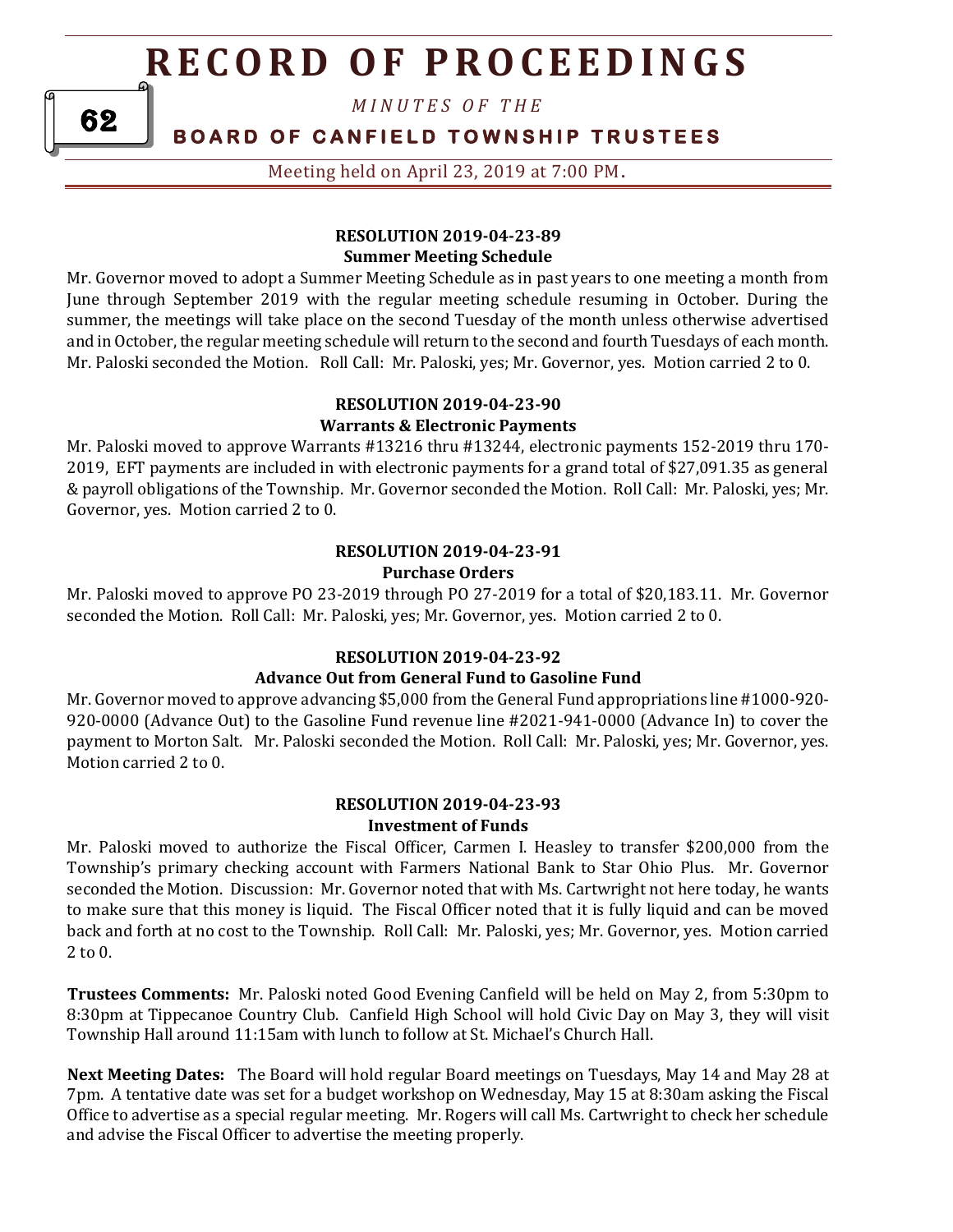### RESOLUTION 2019-04-23-89
**Summer Meeting Schedule**

Mr. Governor moved to adopt a Summer Meeting Schedule as in past years to one meeting a month from June through September 2019 with the regular meeting schedule resuming in October. During the summer, the meetings will take place on the second Tuesday of the month unless otherwise advertised and in October, the regular meeting schedule will return to the second and fourth Tuesdays of each month. Mr. Paloski seconded the Motion. Roll Call: Mr. Paloski, yes; Mr. Governor, yes. Motion carried 2 to 0.

### RESOLUTION 2019-04-23-90
**Warrants & Electronic Payments**

Mr. Paloski moved to approve Warrants #13216 thru #13244, electronic payments 152-2019 thru 170-2019, EFT payments are included in with electronic payments for a grand total of $27,091.35 as general & payroll obligations of the Township. Mr. Governor seconded the Motion. Roll Call: Mr. Paloski, yes; Mr. Governor, yes. Motion carried 2 to 0.

### RESOLUTION 2019-04-23-91
**Purchase Orders**

Mr. Paloski moved to approve PO 23-2019 through PO 27-2019 for a total of $20,183.11. Mr. Governor seconded the Motion. Roll Call: Mr. Paloski, yes; Mr. Governor, yes. Motion carried 2 to 0.

### RESOLUTION 2019-04-23-92
**Advance Out from General Fund to Gasoline Fund**

Mr. Governor moved to approve advancing $5,000 from the General Fund appropriations line #1000-920-920-0000 (Advance Out) to the Gasoline Fund revenue line #2021-941-0000 (Advance In) to cover the payment to Morton Salt. Mr. Paloski seconded the Motion. Roll Call: Mr. Paloski, yes; Mr. Governor, yes. Motion carried 2 to 0.

### RESOLUTION 2019-04-23-93
**Investment of Funds**

Mr. Paloski moved to authorize the Fiscal Officer, Carmen I. Heasley to transfer $200,000 from the Township's primary checking account with Farmers National Bank to Star Ohio Plus. Mr. Governor seconded the Motion. Discussion: Mr. Governor noted that with Ms. Cartwright not here today, he wants to make sure that this money is liquid. The Fiscal Officer noted that it is fully liquid and can be moved back and forth at no cost to the Township. Roll Call: Mr. Paloski, yes; Mr. Governor, yes. Motion carried 2 to 0.

**Trustees Comments:** Mr. Paloski noted Good Evening Canfield will be held on May 2, from 5:30pm to 8:30pm at Tippecanoe Country Club. Canfield High School will hold Civic Day on May 3, they will visit Township Hall around 11:15am with lunch to follow at St. Michael's Church Hall.

**Next Meeting Dates:** The Board will hold regular Board meetings on Tuesdays, May 14 and May 28 at 7pm. A tentative date was set for a budget workshop on Wednesday, May 15 at 8:30am asking the Fiscal Office to advertise as a special regular meeting. Mr. Rogers will call Ms. Cartwright to check her schedule and advise the Fiscal Officer to advertise the meeting properly.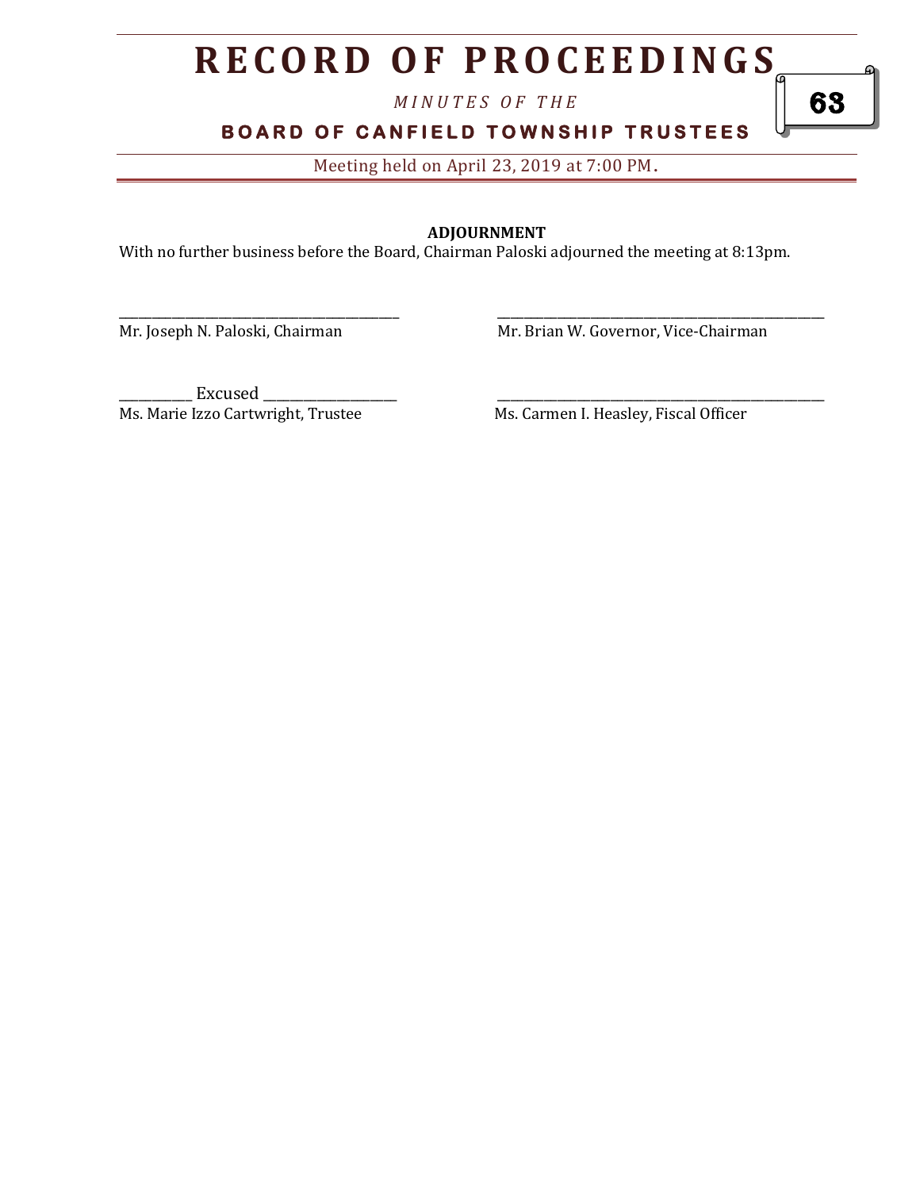**ADJOURNMENT**

With no further business before the Board, Chairman Paloski adjourned the meeting at 8:13pm.

\_\_\_\_\_\_\_\_\_\_\_\_\_\_\_\_\_\_\_\_\_\_\_\_\_\_\_\_\_\_\_\_\_\_\_\_\_\_\_\_\_\_\_\_\_
Mr. Joseph N. Paloski, Chairman

\_\_\_\_\_\_\_\_\_\_\_\_\_\_\_\_\_\_\_\_\_\_\_\_\_\_\_\_\_\_\_\_\_\_\_\_\_\_\_\_\_\_\_\_\_\_\_\_\_\_\_\_
Mr. Brian W. Governor, Vice-Chairman

\_\_\_\_\_\_\_\_\_\_ Excused \_\_\_\_\_\_\_\_\_\_\_\_\_\_\_\_\_\_\_
Ms. Marie Izzo Cartwright, Trustee

\_\_\_\_\_\_\_\_\_\_\_\_\_\_\_\_\_\_\_\_\_\_\_\_\_\_\_\_\_\_\_\_\_\_\_\_\_\_\_\_\_\_\_\_\_\_\_\_\_\_\_\_
Ms. Carmen I. Heasley, Fiscal Officer